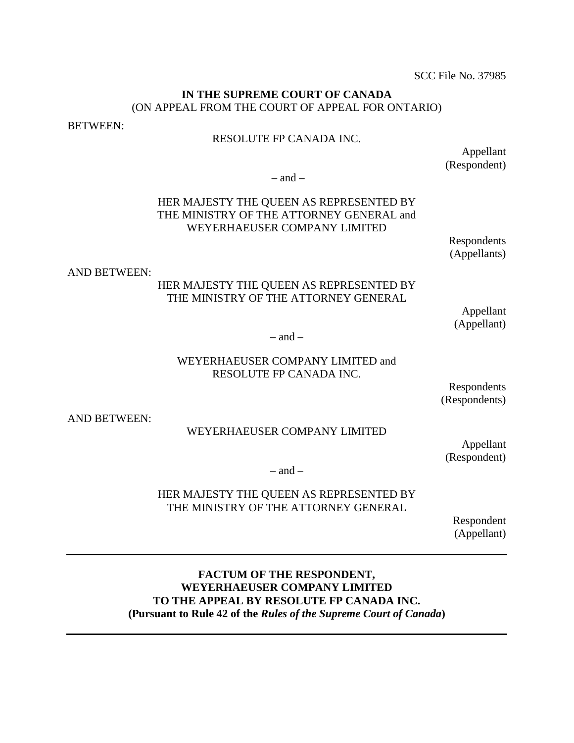SCC File No. 37985

**IN THE SUPREME COURT OF CANADA**
(ON APPEAL FROM THE COURT OF APPEAL FOR ONTARIO)

BETWEEN:

RESOLUTE FP CANADA INC.

Appellant
(Respondent)

– and –

HER MAJESTY THE QUEEN AS REPRESENTED BY THE MINISTRY OF THE ATTORNEY GENERAL and WEYERHAEUSER COMPANY LIMITED

Respondents
(Appellants)

AND BETWEEN:

HER MAJESTY THE QUEEN AS REPRESENTED BY THE MINISTRY OF THE ATTORNEY GENERAL

Appellant
(Appellant)

– and –

WEYERHAEUSER COMPANY LIMITED and RESOLUTE FP CANADA INC.

Respondents
(Respondents)

AND BETWEEN:

WEYERHAEUSER COMPANY LIMITED

Appellant
(Respondent)

– and –

HER MAJESTY THE QUEEN AS REPRESENTED BY THE MINISTRY OF THE ATTORNEY GENERAL

Respondent
(Appellant)

---

**FACTUM OF THE RESPONDENT,**
**WEYERHAEUSER COMPANY LIMITED**
**TO THE APPEAL BY RESOLUTE FP CANADA INC.**
**(Pursuant to Rule 42 of the *Rules of the Supreme Court of Canada*)**

---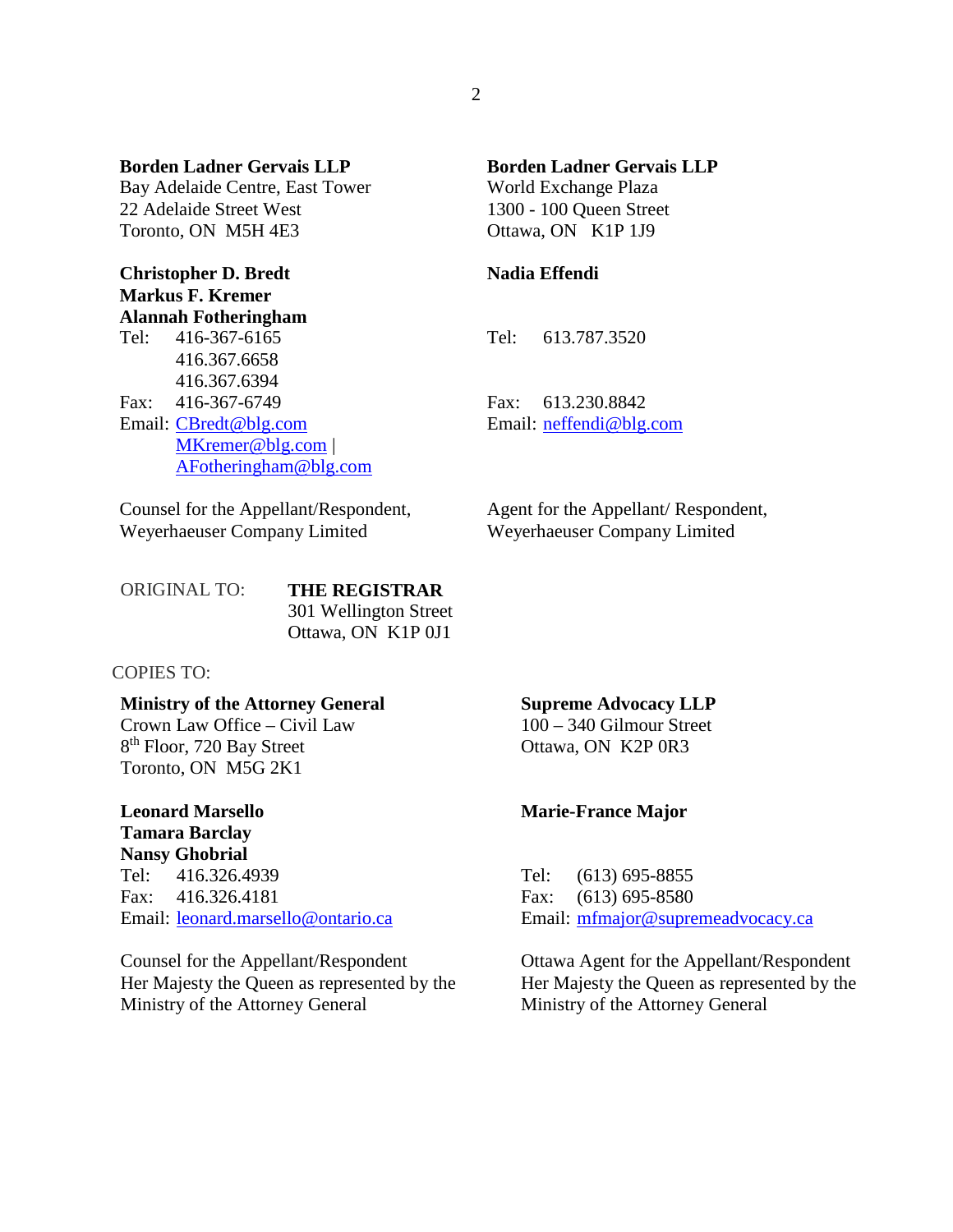**Borden Ladner Gervais LLP**
Bay Adelaide Centre, East Tower
22 Adelaide Street West
Toronto, ON  M5H 4E3

**Christopher D. Bredt**
**Markus F. Kremer**
**Alannah Fotheringham**
Tel: 416-367-6165
416.367.6658
416.367.6394
Fax: 416-367-6749
Email: CBredt@blg.com
MKremer@blg.com |
AFotheringham@blg.com

Counsel for the Appellant/Respondent,
Weyerhaeuser Company Limited

**Borden Ladner Gervais LLP**
World Exchange Plaza
1300 - 100 Queen Street
Ottawa, ON  K1P 1J9

**Nadia Effendi**

Tel: 613.787.3520

Fax: 613.230.8842
Email: neffendi@blg.com

Agent for the Appellant/ Respondent,
Weyerhaeuser Company Limited

ORIGINAL TO: **THE REGISTRAR**
301 Wellington Street
Ottawa, ON  K1P 0J1

COPIES TO:

**Ministry of the Attorney General**
Crown Law Office – Civil Law
8th Floor, 720 Bay Street
Toronto, ON  M5G 2K1

**Leonard Marsello**
**Tamara Barclay**
**Nansy Ghobrial**
Tel: 416.326.4939
Fax: 416.326.4181
Email: leonard.marsello@ontario.ca

Counsel for the Appellant/Respondent
Her Majesty the Queen as represented by the Ministry of the Attorney General

**Supreme Advocacy LLP**
100 – 340 Gilmour Street
Ottawa, ON  K2P 0R3

**Marie-France Major**

Tel: (613) 695-8855
Fax: (613) 695-8580
Email: mfmajor@supremeadvocacy.ca

Ottawa Agent for the Appellant/Respondent
Her Majesty the Queen as represented by the Ministry of the Attorney General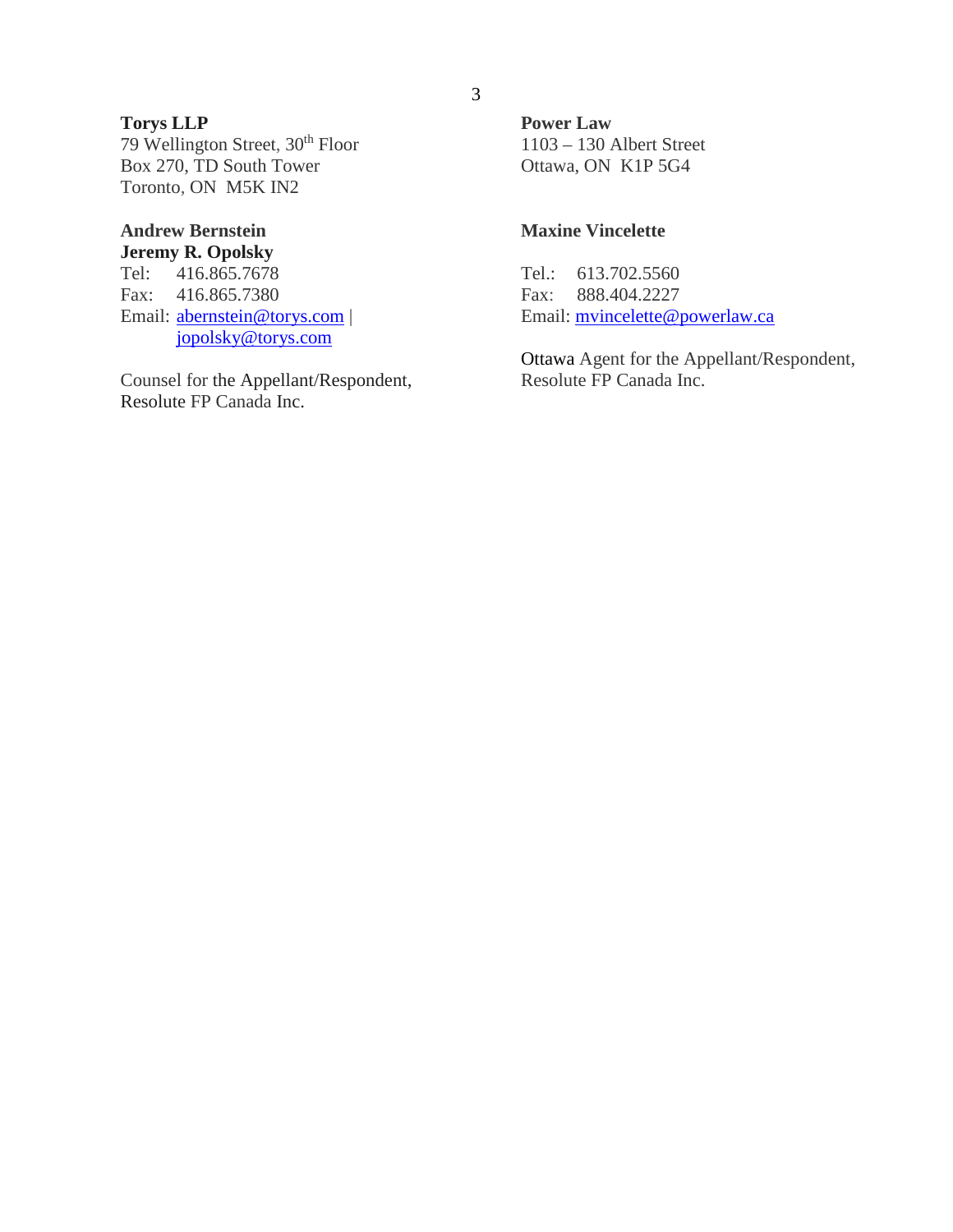**Torys LLP**
79 Wellington Street, 30th Floor
Box 270, TD South Tower
Toronto, ON  M5K IN2

**Andrew Bernstein**
**Jeremy R. Opolsky**
Tel: 416.865.7678
Fax: 416.865.7380
Email: abernstein@torys.com | jopolsky@torys.com

Counsel for the Appellant/Respondent, Resolute FP Canada Inc.

**Power Law**
1103 – 130 Albert Street
Ottawa, ON  K1P 5G4

**Maxine Vincelette**

Tel.: 613.702.5560
Fax: 888.404.2227
Email: mvincelette@powerlaw.ca

Ottawa Agent for the Appellant/Respondent, Resolute FP Canada Inc.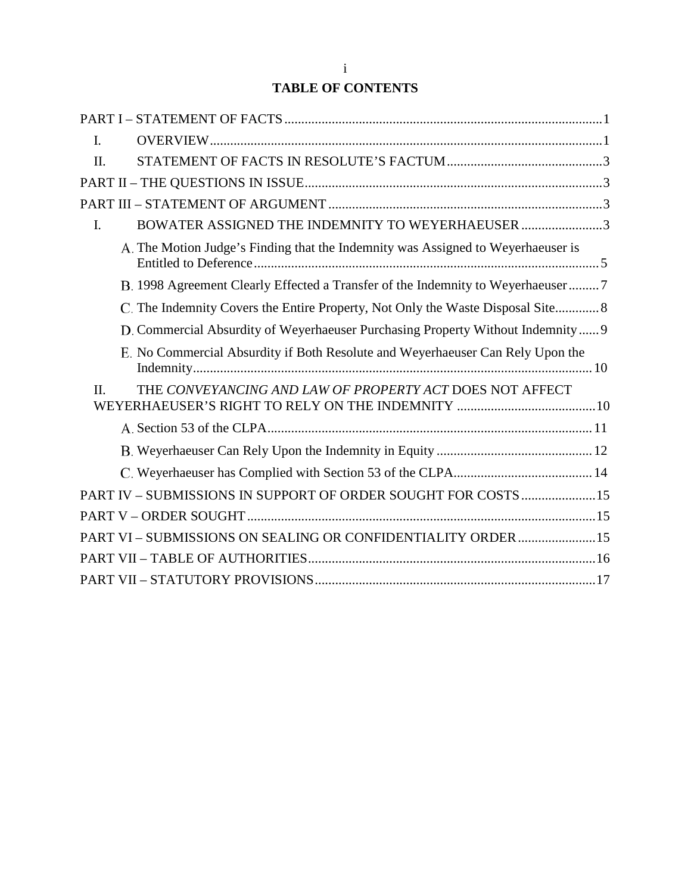# TABLE OF CONTENTS

PART I – STATEMENT OF FACTS .....1

- I. OVERVIEW .....1
- II. STATEMENT OF FACTS IN RESOLUTE'S FACTUM .....3

PART II – THE QUESTIONS IN ISSUE .....3

PART III – STATEMENT OF ARGUMENT .....3

- I. BOWATER ASSIGNED THE INDEMNITY TO WEYERHAEUSER .....3
  - A. The Motion Judge's Finding that the Indemnity was Assigned to Weyerhaeuser is Entitled to Deference .....5
  - B. 1998 Agreement Clearly Effected a Transfer of the Indemnity to Weyerhaeuser .....7
  - C. The Indemnity Covers the Entire Property, Not Only the Waste Disposal Site .....8
  - D. Commercial Absurdity of Weyerhaeuser Purchasing Property Without Indemnity .....9
  - E. No Commercial Absurdity if Both Resolute and Weyerhaeuser Can Rely Upon the Indemnity .....10
- II. THE *CONVEYANCING AND LAW OF PROPERTY ACT* DOES NOT AFFECT WEYERHAEUSER'S RIGHT TO RELY ON THE INDEMNITY .....10
  - A. Section 53 of the CLPA .....11
  - B. Weyerhaeuser Can Rely Upon the Indemnity in Equity .....12
  - C. Weyerhaeuser has Complied with Section 53 of the CLPA .....14

PART IV – SUBMISSIONS IN SUPPORT OF ORDER SOUGHT FOR COSTS .....15

PART V – ORDER SOUGHT .....15

PART VI – SUBMISSIONS ON SEALING OR CONFIDENTIALITY ORDER .....15

PART VII – TABLE OF AUTHORITIES .....16

PART VII – STATUTORY PROVISIONS .....17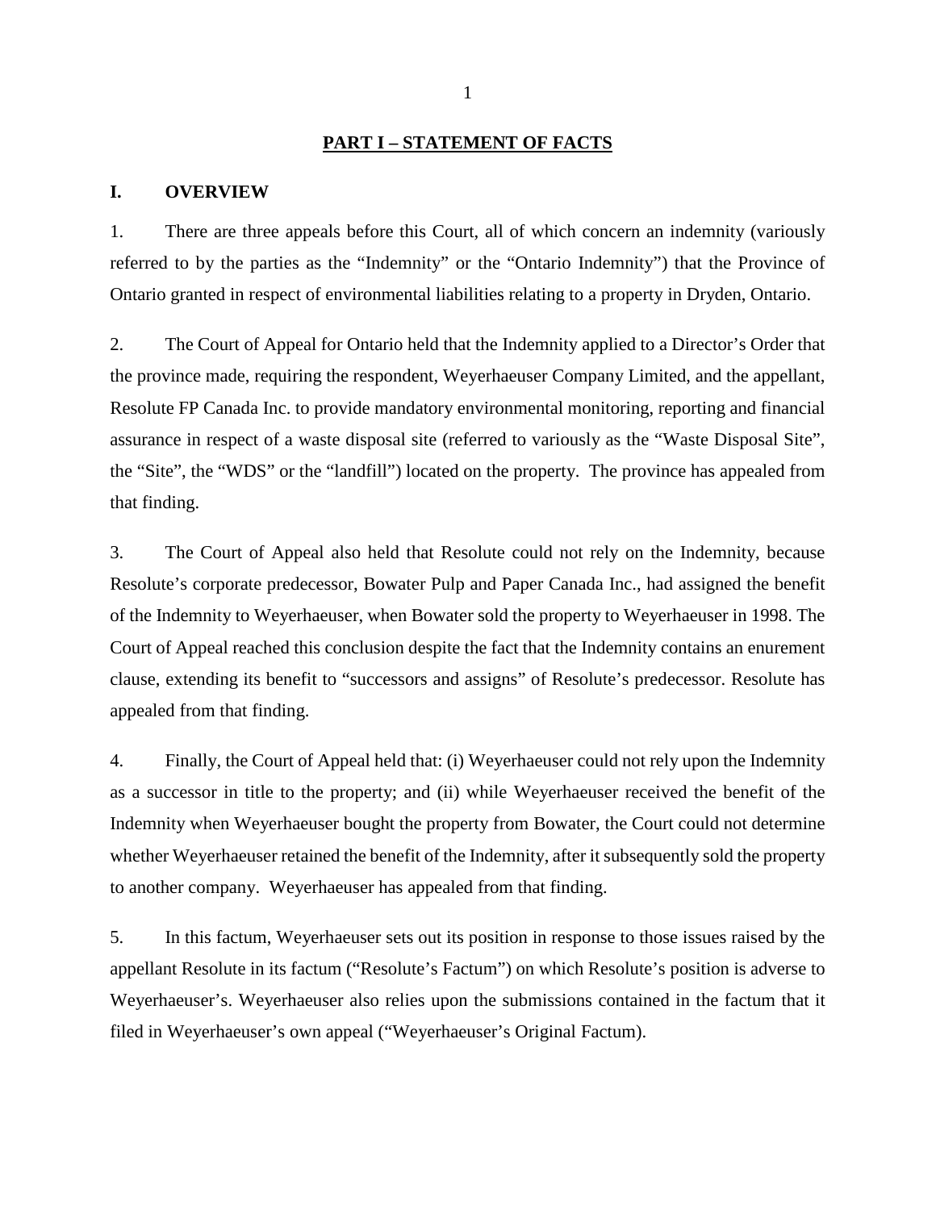## PART I – STATEMENT OF FACTS

### I. OVERVIEW

1. There are three appeals before this Court, all of which concern an indemnity (variously referred to by the parties as the "Indemnity" or the "Ontario Indemnity") that the Province of Ontario granted in respect of environmental liabilities relating to a property in Dryden, Ontario.

2. The Court of Appeal for Ontario held that the Indemnity applied to a Director's Order that the province made, requiring the respondent, Weyerhaeuser Company Limited, and the appellant, Resolute FP Canada Inc. to provide mandatory environmental monitoring, reporting and financial assurance in respect of a waste disposal site (referred to variously as the "Waste Disposal Site", the "Site", the "WDS" or the "landfill") located on the property. The province has appealed from that finding.

3. The Court of Appeal also held that Resolute could not rely on the Indemnity, because Resolute's corporate predecessor, Bowater Pulp and Paper Canada Inc., had assigned the benefit of the Indemnity to Weyerhaeuser, when Bowater sold the property to Weyerhaeuser in 1998. The Court of Appeal reached this conclusion despite the fact that the Indemnity contains an enurement clause, extending its benefit to "successors and assigns" of Resolute's predecessor. Resolute has appealed from that finding.

4. Finally, the Court of Appeal held that: (i) Weyerhaeuser could not rely upon the Indemnity as a successor in title to the property; and (ii) while Weyerhaeuser received the benefit of the Indemnity when Weyerhaeuser bought the property from Bowater, the Court could not determine whether Weyerhaeuser retained the benefit of the Indemnity, after it subsequently sold the property to another company. Weyerhaeuser has appealed from that finding.

5. In this factum, Weyerhaeuser sets out its position in response to those issues raised by the appellant Resolute in its factum ("Resolute's Factum") on which Resolute's position is adverse to Weyerhaeuser's. Weyerhaeuser also relies upon the submissions contained in the factum that it filed in Weyerhaeuser's own appeal ("Weyerhaeuser's Original Factum).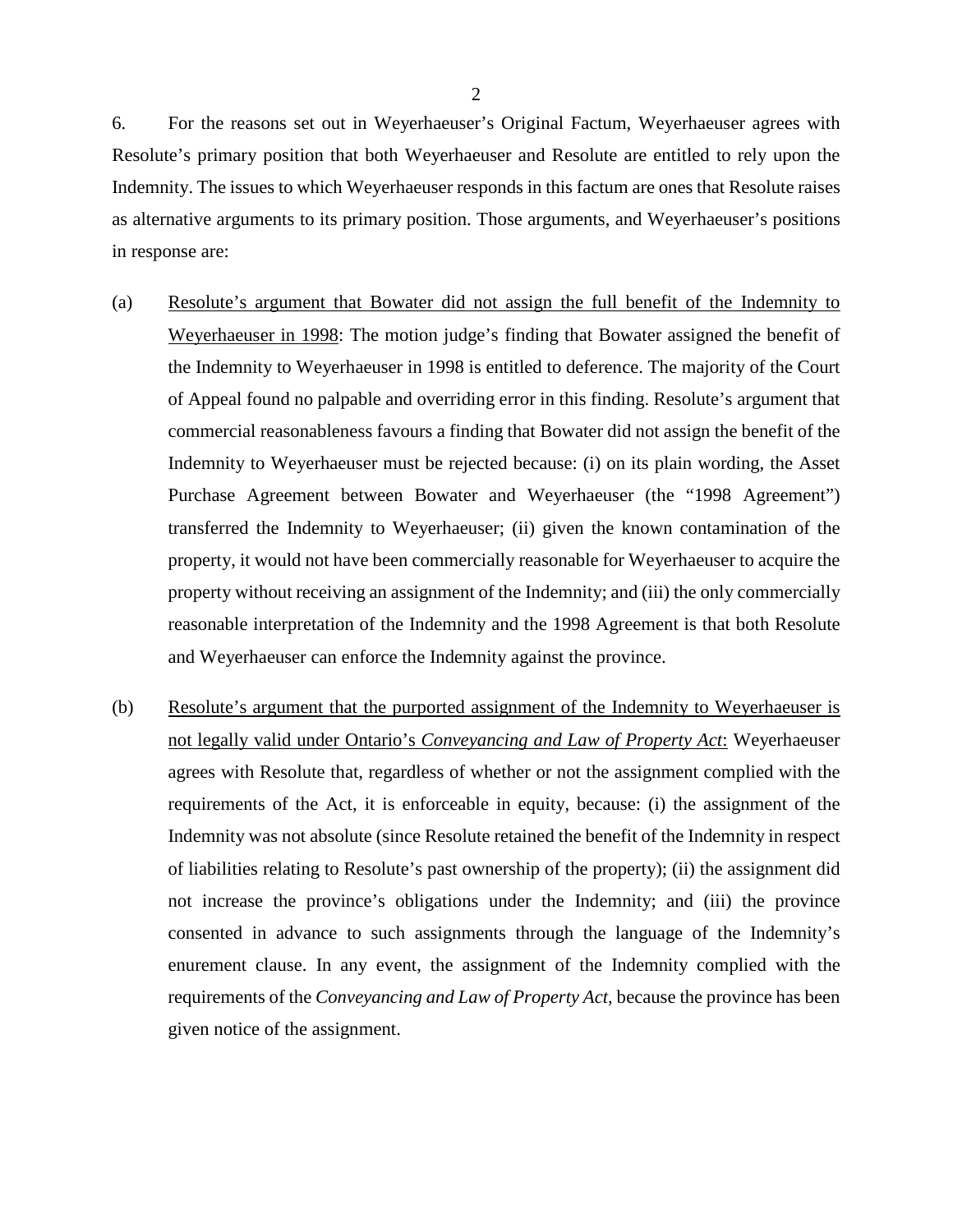6. For the reasons set out in Weyerhaeuser's Original Factum, Weyerhaeuser agrees with Resolute's primary position that both Weyerhaeuser and Resolute are entitled to rely upon the Indemnity. The issues to which Weyerhaeuser responds in this factum are ones that Resolute raises as alternative arguments to its primary position. Those arguments, and Weyerhaeuser's positions in response are:

(a) <u>Resolute's argument that Bowater did not assign the full benefit of the Indemnity to Weyerhaeuser in 1998</u>: The motion judge's finding that Bowater assigned the benefit of the Indemnity to Weyerhaeuser in 1998 is entitled to deference. The majority of the Court of Appeal found no palpable and overriding error in this finding. Resolute's argument that commercial reasonableness favours a finding that Bowater did not assign the benefit of the Indemnity to Weyerhaeuser must be rejected because: (i) on its plain wording, the Asset Purchase Agreement between Bowater and Weyerhaeuser (the "1998 Agreement") transferred the Indemnity to Weyerhaeuser; (ii) given the known contamination of the property, it would not have been commercially reasonable for Weyerhaeuser to acquire the property without receiving an assignment of the Indemnity; and (iii) the only commercially reasonable interpretation of the Indemnity and the 1998 Agreement is that both Resolute and Weyerhaeuser can enforce the Indemnity against the province.

(b) <u>Resolute's argument that the purported assignment of the Indemnity to Weyerhaeuser is not legally valid under Ontario's *Conveyancing and Law of Property Act*</u>: Weyerhaeuser agrees with Resolute that, regardless of whether or not the assignment complied with the requirements of the Act, it is enforceable in equity, because: (i) the assignment of the Indemnity was not absolute (since Resolute retained the benefit of the Indemnity in respect of liabilities relating to Resolute's past ownership of the property); (ii) the assignment did not increase the province's obligations under the Indemnity; and (iii) the province consented in advance to such assignments through the language of the Indemnity's enurement clause. In any event, the assignment of the Indemnity complied with the requirements of the *Conveyancing and Law of Property Act*, because the province has been given notice of the assignment.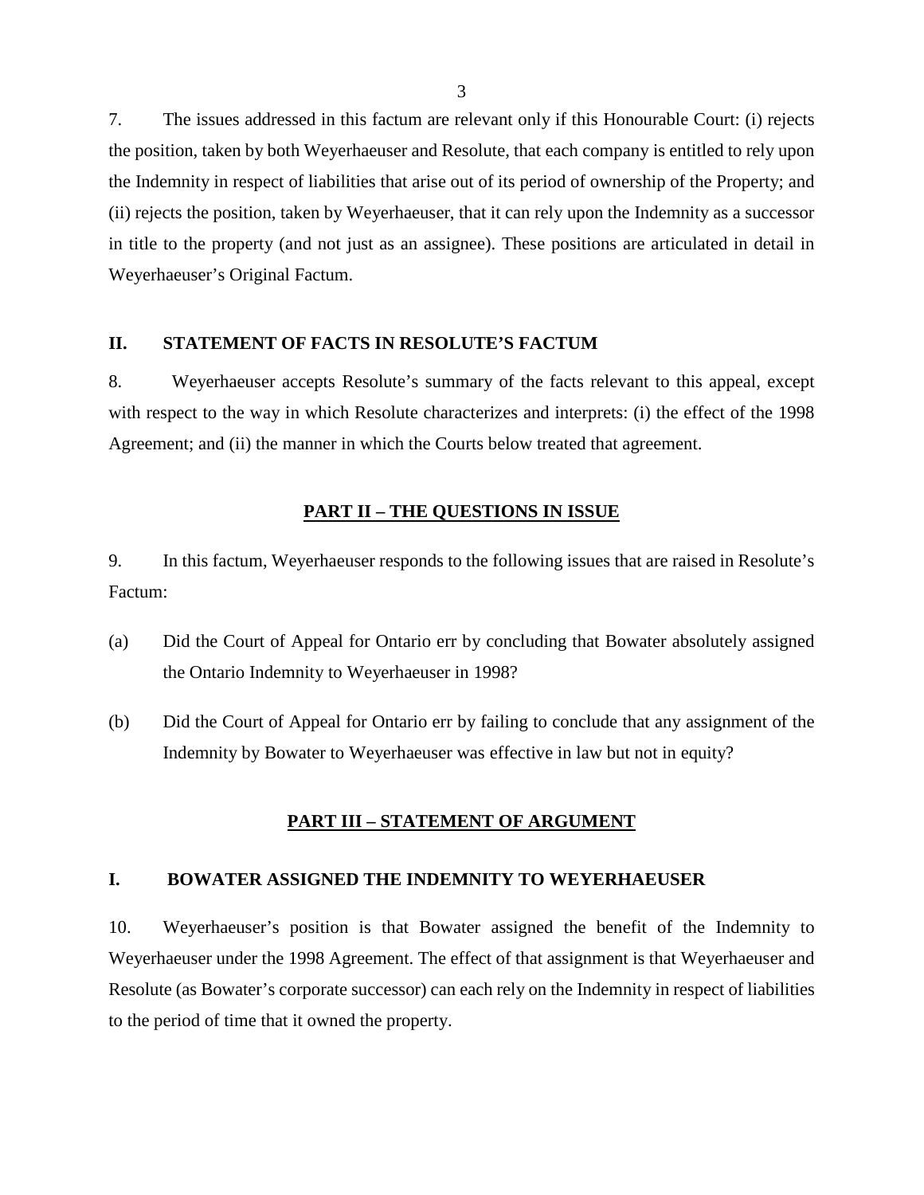7. The issues addressed in this factum are relevant only if this Honourable Court: (i) rejects the position, taken by both Weyerhaeuser and Resolute, that each company is entitled to rely upon the Indemnity in respect of liabilities that arise out of its period of ownership of the Property; and (ii) rejects the position, taken by Weyerhaeuser, that it can rely upon the Indemnity as a successor in title to the property (and not just as an assignee). These positions are articulated in detail in Weyerhaeuser's Original Factum.

### II. STATEMENT OF FACTS IN RESOLUTE'S FACTUM

8. Weyerhaeuser accepts Resolute's summary of the facts relevant to this appeal, except with respect to the way in which Resolute characterizes and interprets: (i) the effect of the 1998 Agreement; and (ii) the manner in which the Courts below treated that agreement.

## PART II – THE QUESTIONS IN ISSUE

9. In this factum, Weyerhaeuser responds to the following issues that are raised in Resolute's Factum:

(a) Did the Court of Appeal for Ontario err by concluding that Bowater absolutely assigned the Ontario Indemnity to Weyerhaeuser in 1998?

(b) Did the Court of Appeal for Ontario err by failing to conclude that any assignment of the Indemnity by Bowater to Weyerhaeuser was effective in law but not in equity?

## PART III – STATEMENT OF ARGUMENT

### I. BOWATER ASSIGNED THE INDEMNITY TO WEYERHAEUSER

10. Weyerhaeuser's position is that Bowater assigned the benefit of the Indemnity to Weyerhaeuser under the 1998 Agreement. The effect of that assignment is that Weyerhaeuser and Resolute (as Bowater's corporate successor) can each rely on the Indemnity in respect of liabilities to the period of time that it owned the property.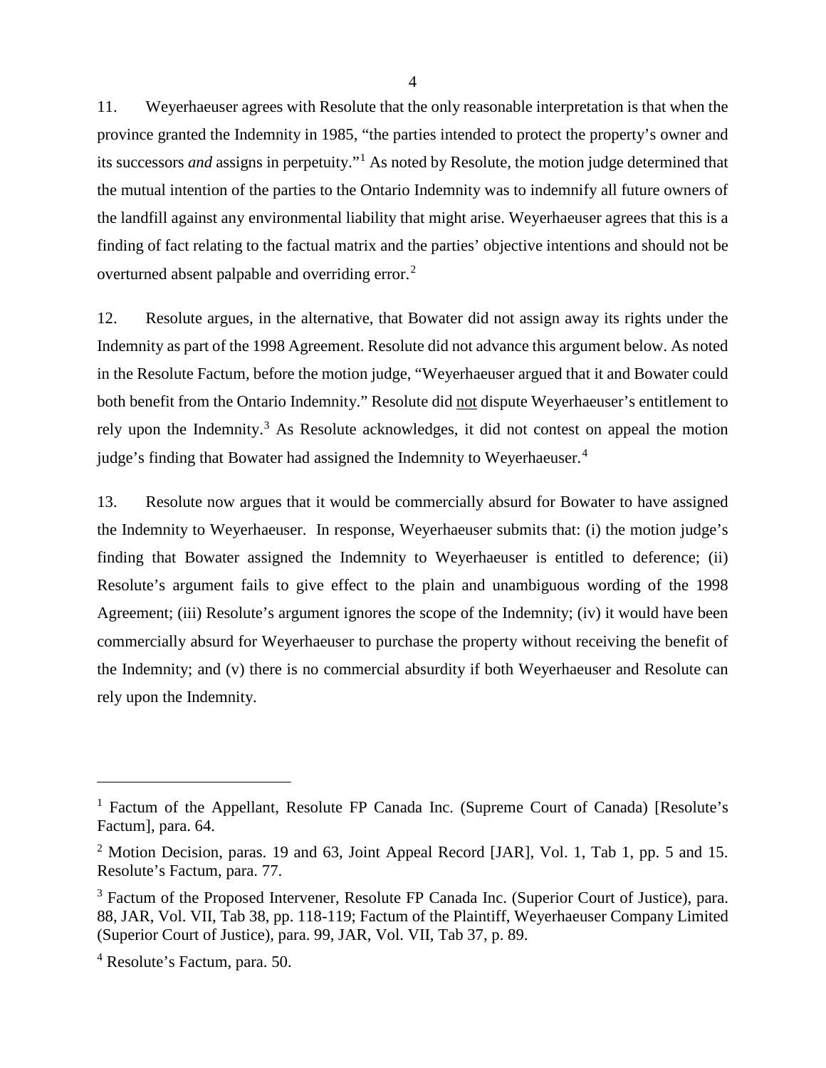11. Weyerhaeuser agrees with Resolute that the only reasonable interpretation is that when the province granted the Indemnity in 1985, "the parties intended to protect the property's owner and its successors *and* assigns in perpetuity."[1] As noted by Resolute, the motion judge determined that the mutual intention of the parties to the Ontario Indemnity was to indemnify all future owners of the landfill against any environmental liability that might arise. Weyerhaeuser agrees that this is a finding of fact relating to the factual matrix and the parties' objective intentions and should not be overturned absent palpable and overriding error.[2]

12. Resolute argues, in the alternative, that Bowater did not assign away its rights under the Indemnity as part of the 1998 Agreement. Resolute did not advance this argument below. As noted in the Resolute Factum, before the motion judge, "Weyerhaeuser argued that it and Bowater could both benefit from the Ontario Indemnity." Resolute did <u>not</u> dispute Weyerhaeuser's entitlement to rely upon the Indemnity.[3] As Resolute acknowledges, it did not contest on appeal the motion judge's finding that Bowater had assigned the Indemnity to Weyerhaeuser.[4]

13. Resolute now argues that it would be commercially absurd for Bowater to have assigned the Indemnity to Weyerhaeuser. In response, Weyerhaeuser submits that: (i) the motion judge's finding that Bowater assigned the Indemnity to Weyerhaeuser is entitled to deference; (ii) Resolute's argument fails to give effect to the plain and unambiguous wording of the 1998 Agreement; (iii) Resolute's argument ignores the scope of the Indemnity; (iv) it would have been commercially absurd for Weyerhaeuser to purchase the property without receiving the benefit of the Indemnity; and (v) there is no commercial absurdity if both Weyerhaeuser and Resolute can rely upon the Indemnity.

---

[1] Factum of the Appellant, Resolute FP Canada Inc. (Supreme Court of Canada) [Resolute's Factum], para. 64.

[2] Motion Decision, paras. 19 and 63, Joint Appeal Record [JAR], Vol. 1, Tab 1, pp. 5 and 15. Resolute's Factum, para. 77.

[3] Factum of the Proposed Intervener, Resolute FP Canada Inc. (Superior Court of Justice), para. 88, JAR, Vol. VII, Tab 38, pp. 118-119; Factum of the Plaintiff, Weyerhaeuser Company Limited (Superior Court of Justice), para. 99, JAR, Vol. VII, Tab 37, p. 89.

[4] Resolute's Factum, para. 50.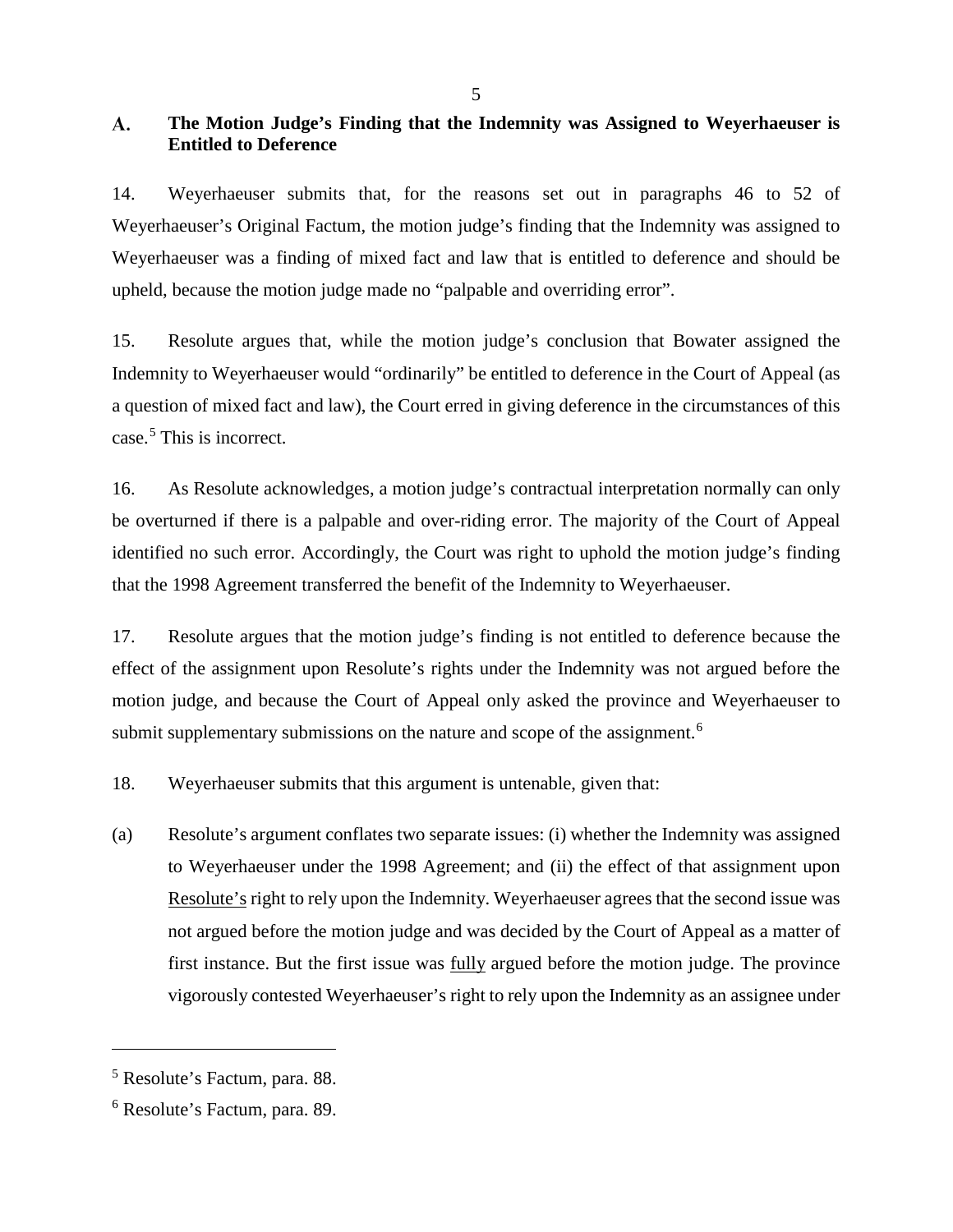## A. The Motion Judge's Finding that the Indemnity was Assigned to Weyerhaeuser is Entitled to Deference

14. Weyerhaeuser submits that, for the reasons set out in paragraphs 46 to 52 of Weyerhaeuser's Original Factum, the motion judge's finding that the Indemnity was assigned to Weyerhaeuser was a finding of mixed fact and law that is entitled to deference and should be upheld, because the motion judge made no "palpable and overriding error".

15. Resolute argues that, while the motion judge's conclusion that Bowater assigned the Indemnity to Weyerhaeuser would "ordinarily" be entitled to deference in the Court of Appeal (as a question of mixed fact and law), the Court erred in giving deference in the circumstances of this case.[5] This is incorrect.

16. As Resolute acknowledges, a motion judge's contractual interpretation normally can only be overturned if there is a palpable and over-riding error. The majority of the Court of Appeal identified no such error. Accordingly, the Court was right to uphold the motion judge's finding that the 1998 Agreement transferred the benefit of the Indemnity to Weyerhaeuser.

17. Resolute argues that the motion judge's finding is not entitled to deference because the effect of the assignment upon Resolute's rights under the Indemnity was not argued before the motion judge, and because the Court of Appeal only asked the province and Weyerhaeuser to submit supplementary submissions on the nature and scope of the assignment.[6]

18. Weyerhaeuser submits that this argument is untenable, given that:

(a) Resolute's argument conflates two separate issues: (i) whether the Indemnity was assigned to Weyerhaeuser under the 1998 Agreement; and (ii) the effect of that assignment upon <u>Resolute's</u> right to rely upon the Indemnity. Weyerhaeuser agrees that the second issue was not argued before the motion judge and was decided by the Court of Appeal as a matter of first instance. But the first issue was <u>fully</u> argued before the motion judge. The province vigorously contested Weyerhaeuser's right to rely upon the Indemnity as an assignee under

---

[5] Resolute's Factum, para. 88.

[6] Resolute's Factum, para. 89.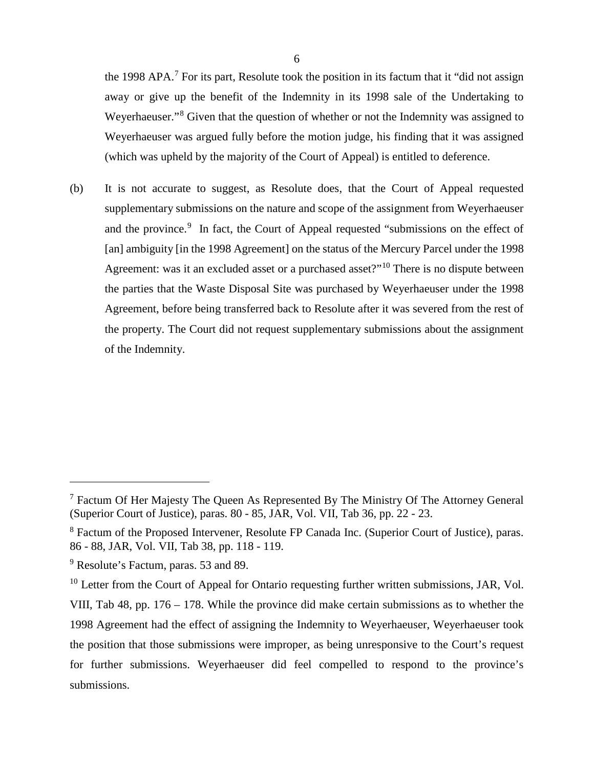the 1998 APA.[7] For its part, Resolute took the position in its factum that it "did not assign away or give up the benefit of the Indemnity in its 1998 sale of the Undertaking to Weyerhaeuser."[8] Given that the question of whether or not the Indemnity was assigned to Weyerhaeuser was argued fully before the motion judge, his finding that it was assigned (which was upheld by the majority of the Court of Appeal) is entitled to deference.

(b) It is not accurate to suggest, as Resolute does, that the Court of Appeal requested supplementary submissions on the nature and scope of the assignment from Weyerhaeuser and the province.[9] In fact, the Court of Appeal requested "submissions on the effect of [an] ambiguity [in the 1998 Agreement] on the status of the Mercury Parcel under the 1998 Agreement: was it an excluded asset or a purchased asset?"[10] There is no dispute between the parties that the Waste Disposal Site was purchased by Weyerhaeuser under the 1998 Agreement, before being transferred back to Resolute after it was severed from the rest of the property. The Court did not request supplementary submissions about the assignment of the Indemnity.

---

[7] Factum Of Her Majesty The Queen As Represented By The Ministry Of The Attorney General (Superior Court of Justice), paras. 80 - 85, JAR, Vol. VII, Tab 36, pp. 22 - 23.

[8] Factum of the Proposed Intervener, Resolute FP Canada Inc. (Superior Court of Justice), paras. 86 - 88, JAR, Vol. VII, Tab 38, pp. 118 - 119.

[9] Resolute's Factum, paras. 53 and 89.

[10] Letter from the Court of Appeal for Ontario requesting further written submissions, JAR, Vol. VIII, Tab 48, pp. 176 – 178. While the province did make certain submissions as to whether the 1998 Agreement had the effect of assigning the Indemnity to Weyerhaeuser, Weyerhaeuser took the position that those submissions were improper, as being unresponsive to the Court's request for further submissions. Weyerhaeuser did feel compelled to respond to the province's submissions.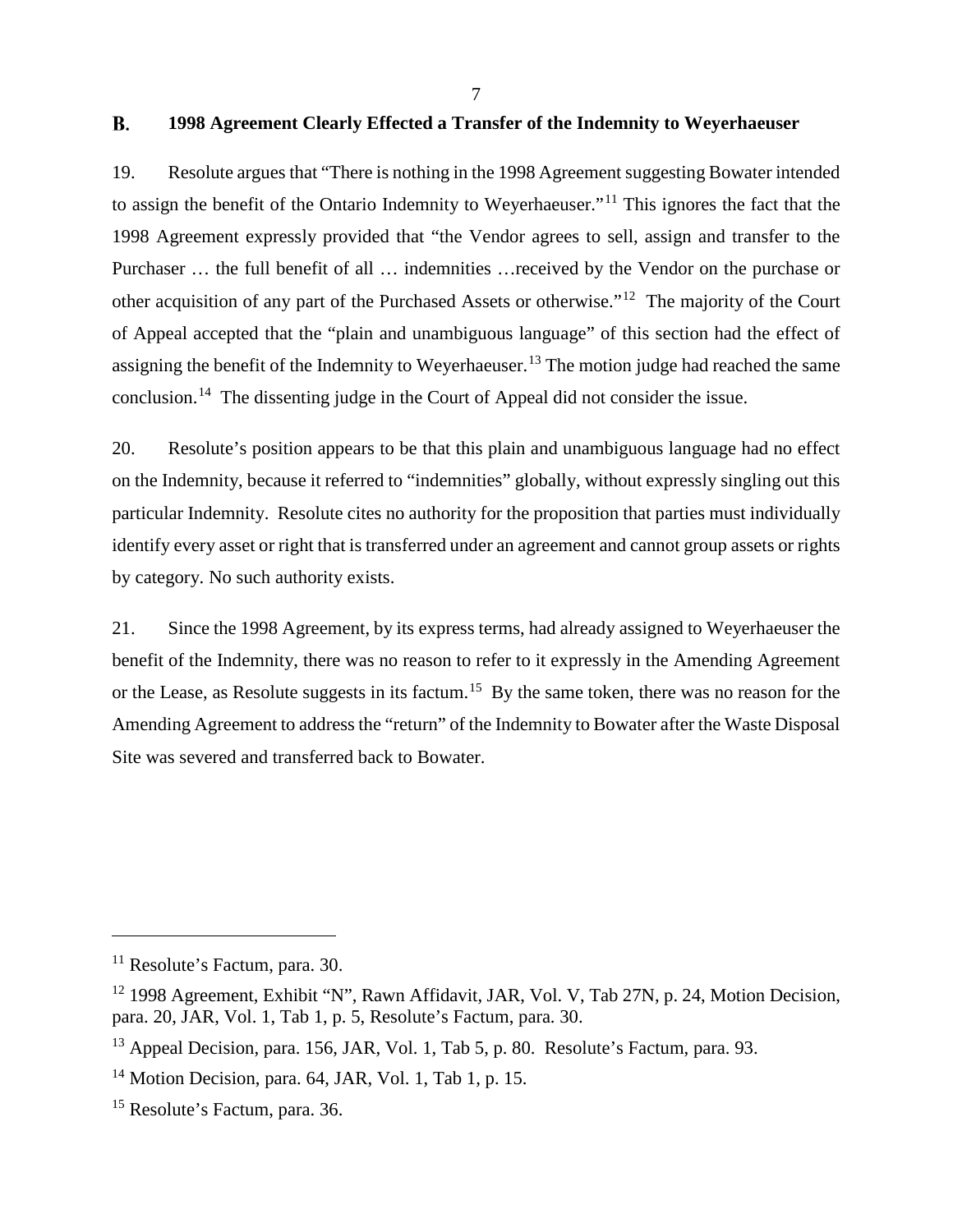### B. 1998 Agreement Clearly Effected a Transfer of the Indemnity to Weyerhaeuser

19. Resolute argues that "There is nothing in the 1998 Agreement suggesting Bowater intended to assign the benefit of the Ontario Indemnity to Weyerhaeuser."[11] This ignores the fact that the 1998 Agreement expressly provided that "the Vendor agrees to sell, assign and transfer to the Purchaser … the full benefit of all … indemnities …received by the Vendor on the purchase or other acquisition of any part of the Purchased Assets or otherwise."[12] The majority of the Court of Appeal accepted that the "plain and unambiguous language" of this section had the effect of assigning the benefit of the Indemnity to Weyerhaeuser.[13] The motion judge had reached the same conclusion.[14] The dissenting judge in the Court of Appeal did not consider the issue.

20. Resolute's position appears to be that this plain and unambiguous language had no effect on the Indemnity, because it referred to "indemnities" globally, without expressly singling out this particular Indemnity. Resolute cites no authority for the proposition that parties must individually identify every asset or right that is transferred under an agreement and cannot group assets or rights by category. No such authority exists.

21. Since the 1998 Agreement, by its express terms, had already assigned to Weyerhaeuser the benefit of the Indemnity, there was no reason to refer to it expressly in the Amending Agreement or the Lease, as Resolute suggests in its factum.[15] By the same token, there was no reason for the Amending Agreement to address the "return" of the Indemnity to Bowater after the Waste Disposal Site was severed and transferred back to Bowater.

---

[11] Resolute's Factum, para. 30.

[12] 1998 Agreement, Exhibit "N", Rawn Affidavit, JAR, Vol. V, Tab 27N, p. 24, Motion Decision, para. 20, JAR, Vol. 1, Tab 1, p. 5, Resolute's Factum, para. 30.

[13] Appeal Decision, para. 156, JAR, Vol. 1, Tab 5, p. 80. Resolute's Factum, para. 93.

[14] Motion Decision, para. 64, JAR, Vol. 1, Tab 1, p. 15.

[15] Resolute's Factum, para. 36.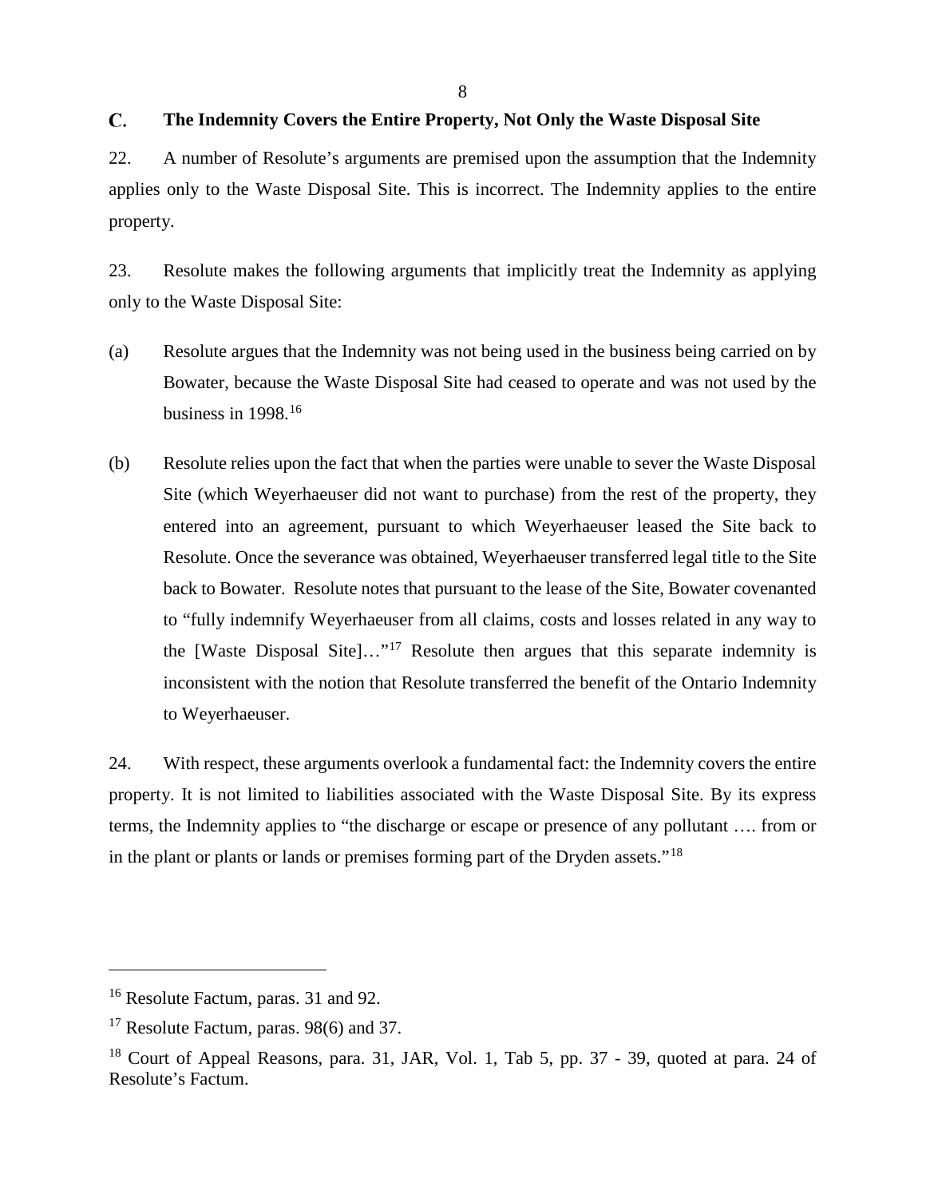## C. The Indemnity Covers the Entire Property, Not Only the Waste Disposal Site

22. A number of Resolute's arguments are premised upon the assumption that the Indemnity applies only to the Waste Disposal Site. This is incorrect. The Indemnity applies to the entire property.

23. Resolute makes the following arguments that implicitly treat the Indemnity as applying only to the Waste Disposal Site:

(a) Resolute argues that the Indemnity was not being used in the business being carried on by Bowater, because the Waste Disposal Site had ceased to operate and was not used by the business in 1998.[16]

(b) Resolute relies upon the fact that when the parties were unable to sever the Waste Disposal Site (which Weyerhaeuser did not want to purchase) from the rest of the property, they entered into an agreement, pursuant to which Weyerhaeuser leased the Site back to Resolute. Once the severance was obtained, Weyerhaeuser transferred legal title to the Site back to Bowater. Resolute notes that pursuant to the lease of the Site, Bowater covenanted to "fully indemnify Weyerhaeuser from all claims, costs and losses related in any way to the [Waste Disposal Site]…"[17] Resolute then argues that this separate indemnity is inconsistent with the notion that Resolute transferred the benefit of the Ontario Indemnity to Weyerhaeuser.

24. With respect, these arguments overlook a fundamental fact: the Indemnity covers the entire property. It is not limited to liabilities associated with the Waste Disposal Site. By its express terms, the Indemnity applies to "the discharge or escape or presence of any pollutant …. from or in the plant or plants or lands or premises forming part of the Dryden assets."[18]

---

[16] Resolute Factum, paras. 31 and 92.

[17] Resolute Factum, paras. 98(6) and 37.

[18] Court of Appeal Reasons, para. 31, JAR, Vol. 1, Tab 5, pp. 37 - 39, quoted at para. 24 of Resolute's Factum.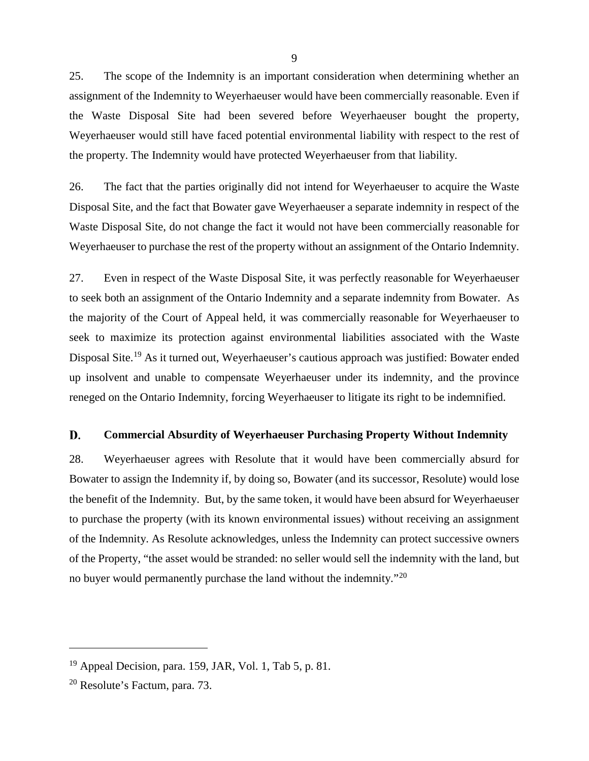25. The scope of the Indemnity is an important consideration when determining whether an assignment of the Indemnity to Weyerhaeuser would have been commercially reasonable. Even if the Waste Disposal Site had been severed before Weyerhaeuser bought the property, Weyerhaeuser would still have faced potential environmental liability with respect to the rest of the property. The Indemnity would have protected Weyerhaeuser from that liability.

26. The fact that the parties originally did not intend for Weyerhaeuser to acquire the Waste Disposal Site, and the fact that Bowater gave Weyerhaeuser a separate indemnity in respect of the Waste Disposal Site, do not change the fact it would not have been commercially reasonable for Weyerhaeuser to purchase the rest of the property without an assignment of the Ontario Indemnity.

27. Even in respect of the Waste Disposal Site, it was perfectly reasonable for Weyerhaeuser to seek both an assignment of the Ontario Indemnity and a separate indemnity from Bowater. As the majority of the Court of Appeal held, it was commercially reasonable for Weyerhaeuser to seek to maximize its protection against environmental liabilities associated with the Waste Disposal Site.[19] As it turned out, Weyerhaeuser's cautious approach was justified: Bowater ended up insolvent and unable to compensate Weyerhaeuser under its indemnity, and the province reneged on the Ontario Indemnity, forcing Weyerhaeuser to litigate its right to be indemnified.

## D. Commercial Absurdity of Weyerhaeuser Purchasing Property Without Indemnity

28. Weyerhaeuser agrees with Resolute that it would have been commercially absurd for Bowater to assign the Indemnity if, by doing so, Bowater (and its successor, Resolute) would lose the benefit of the Indemnity. But, by the same token, it would have been absurd for Weyerhaeuser to purchase the property (with its known environmental issues) without receiving an assignment of the Indemnity. As Resolute acknowledges, unless the Indemnity can protect successive owners of the Property, "the asset would be stranded: no seller would sell the indemnity with the land, but no buyer would permanently purchase the land without the indemnity."[20]

---

[19] Appeal Decision, para. 159, JAR, Vol. 1, Tab 5, p. 81.

[20] Resolute's Factum, para. 73.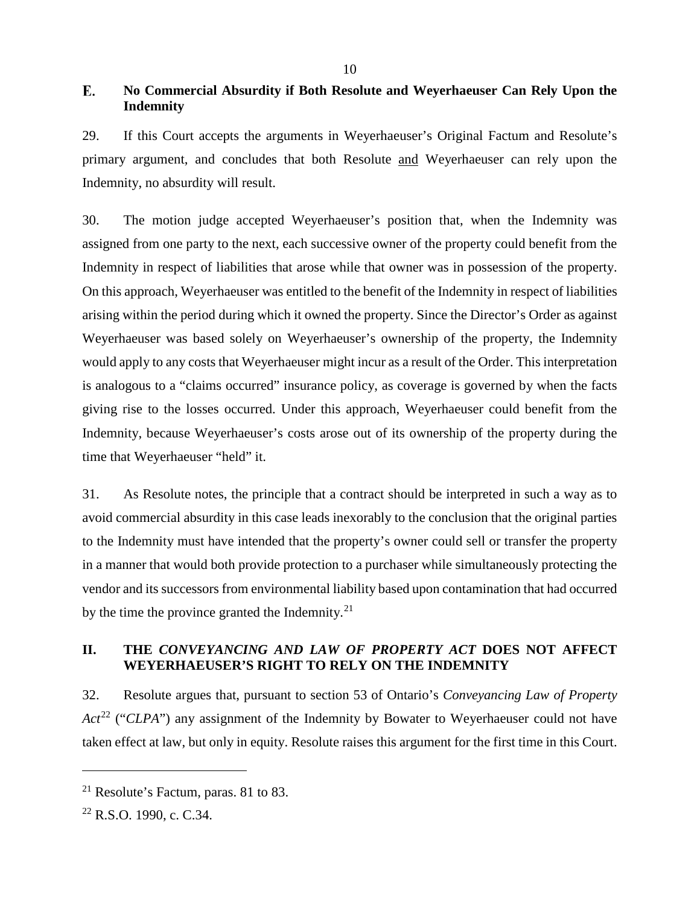## E. No Commercial Absurdity if Both Resolute and Weyerhaeuser Can Rely Upon the Indemnity

29. If this Court accepts the arguments in Weyerhaeuser's Original Factum and Resolute's primary argument, and concludes that both Resolute and Weyerhaeuser can rely upon the Indemnity, no absurdity will result.

30. The motion judge accepted Weyerhaeuser's position that, when the Indemnity was assigned from one party to the next, each successive owner of the property could benefit from the Indemnity in respect of liabilities that arose while that owner was in possession of the property. On this approach, Weyerhaeuser was entitled to the benefit of the Indemnity in respect of liabilities arising within the period during which it owned the property. Since the Director's Order as against Weyerhaeuser was based solely on Weyerhaeuser's ownership of the property, the Indemnity would apply to any costs that Weyerhaeuser might incur as a result of the Order. This interpretation is analogous to a "claims occurred" insurance policy, as coverage is governed by when the facts giving rise to the losses occurred. Under this approach, Weyerhaeuser could benefit from the Indemnity, because Weyerhaeuser's costs arose out of its ownership of the property during the time that Weyerhaeuser "held" it.

31. As Resolute notes, the principle that a contract should be interpreted in such a way as to avoid commercial absurdity in this case leads inexorably to the conclusion that the original parties to the Indemnity must have intended that the property's owner could sell or transfer the property in a manner that would both provide protection to a purchaser while simultaneously protecting the vendor and its successors from environmental liability based upon contamination that had occurred by the time the province granted the Indemnity.[21]

# II. THE *CONVEYANCING AND LAW OF PROPERTY ACT* DOES NOT AFFECT WEYERHAEUSER'S RIGHT TO RELY ON THE INDEMNITY

32. Resolute argues that, pursuant to section 53 of Ontario's *Conveyancing Law of Property Act*[22] ("*CLPA*") any assignment of the Indemnity by Bowater to Weyerhaeuser could not have taken effect at law, but only in equity. Resolute raises this argument for the first time in this Court.

---

[21] Resolute's Factum, paras. 81 to 83.

[22] R.S.O. 1990, c. C.34.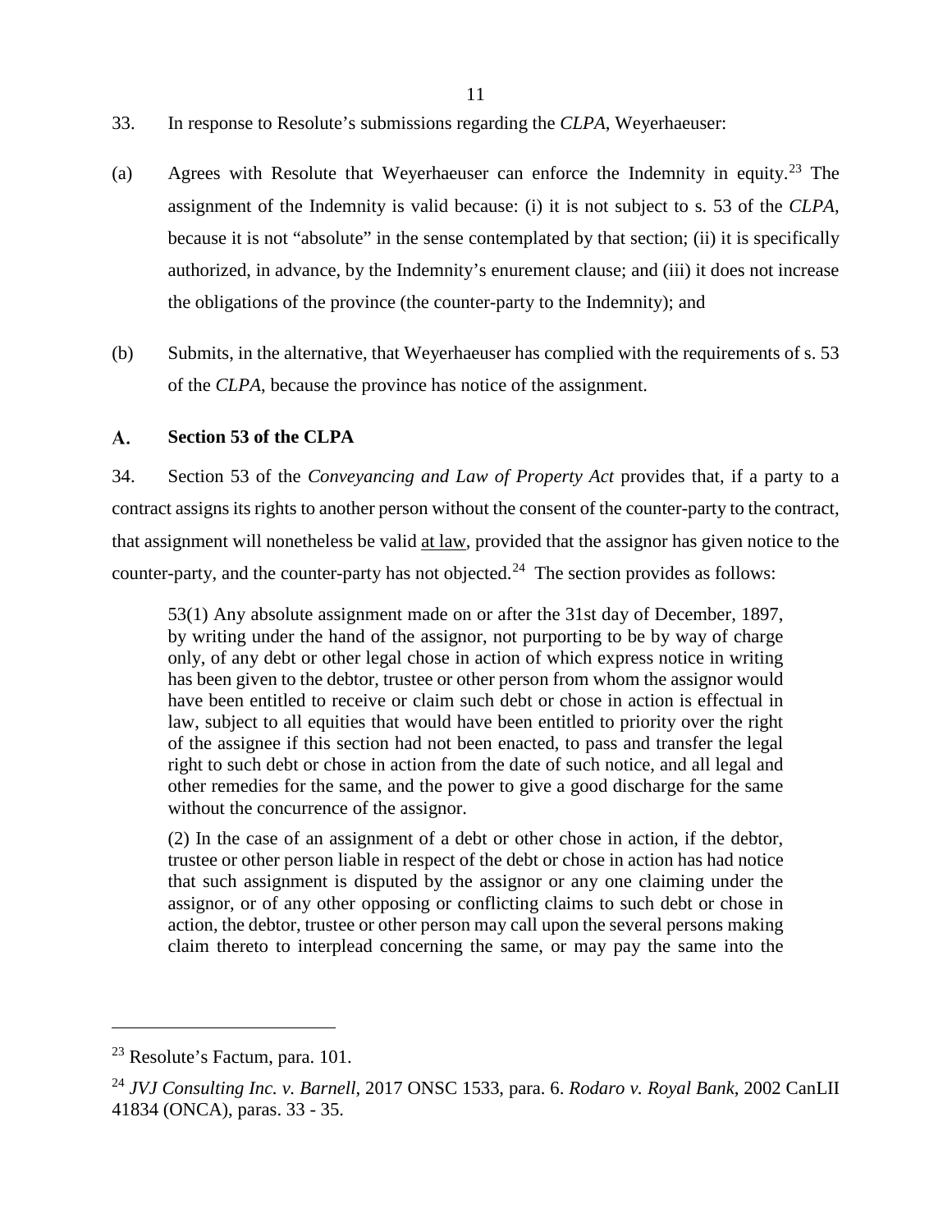33. In response to Resolute's submissions regarding the *CLPA*, Weyerhaeuser:

(a) Agrees with Resolute that Weyerhaeuser can enforce the Indemnity in equity.[23] The assignment of the Indemnity is valid because: (i) it is not subject to s. 53 of the *CLPA*, because it is not "absolute" in the sense contemplated by that section; (ii) it is specifically authorized, in advance, by the Indemnity's enurement clause; and (iii) it does not increase the obligations of the province (the counter-party to the Indemnity); and

(b) Submits, in the alternative, that Weyerhaeuser has complied with the requirements of s. 53 of the *CLPA*, because the province has notice of the assignment.

## A. Section 53 of the CLPA

34. Section 53 of the *Conveyancing and Law of Property Act* provides that, if a party to a contract assigns its rights to another person without the consent of the counter-party to the contract, that assignment will nonetheless be valid <u>at law</u>, provided that the assignor has given notice to the counter-party, and the counter-party has not objected.[24] The section provides as follows:

> 53(1) Any absolute assignment made on or after the 31st day of December, 1897, by writing under the hand of the assignor, not purporting to be by way of charge only, of any debt or other legal chose in action of which express notice in writing has been given to the debtor, trustee or other person from whom the assignor would have been entitled to receive or claim such debt or chose in action is effectual in law, subject to all equities that would have been entitled to priority over the right of the assignee if this section had not been enacted, to pass and transfer the legal right to such debt or chose in action from the date of such notice, and all legal and other remedies for the same, and the power to give a good discharge for the same without the concurrence of the assignor.
>
> (2) In the case of an assignment of a debt or other chose in action, if the debtor, trustee or other person liable in respect of the debt or chose in action has had notice that such assignment is disputed by the assignor or any one claiming under the assignor, or of any other opposing or conflicting claims to such debt or chose in action, the debtor, trustee or other person may call upon the several persons making claim thereto to interplead concerning the same, or may pay the same into the

---

[23] Resolute's Factum, para. 101.

[24] *JVJ Consulting Inc. v. Barnell*, 2017 ONSC 1533, para. 6. *Rodaro v. Royal Bank*, 2002 CanLII 41834 (ONCA), paras. 33 - 35.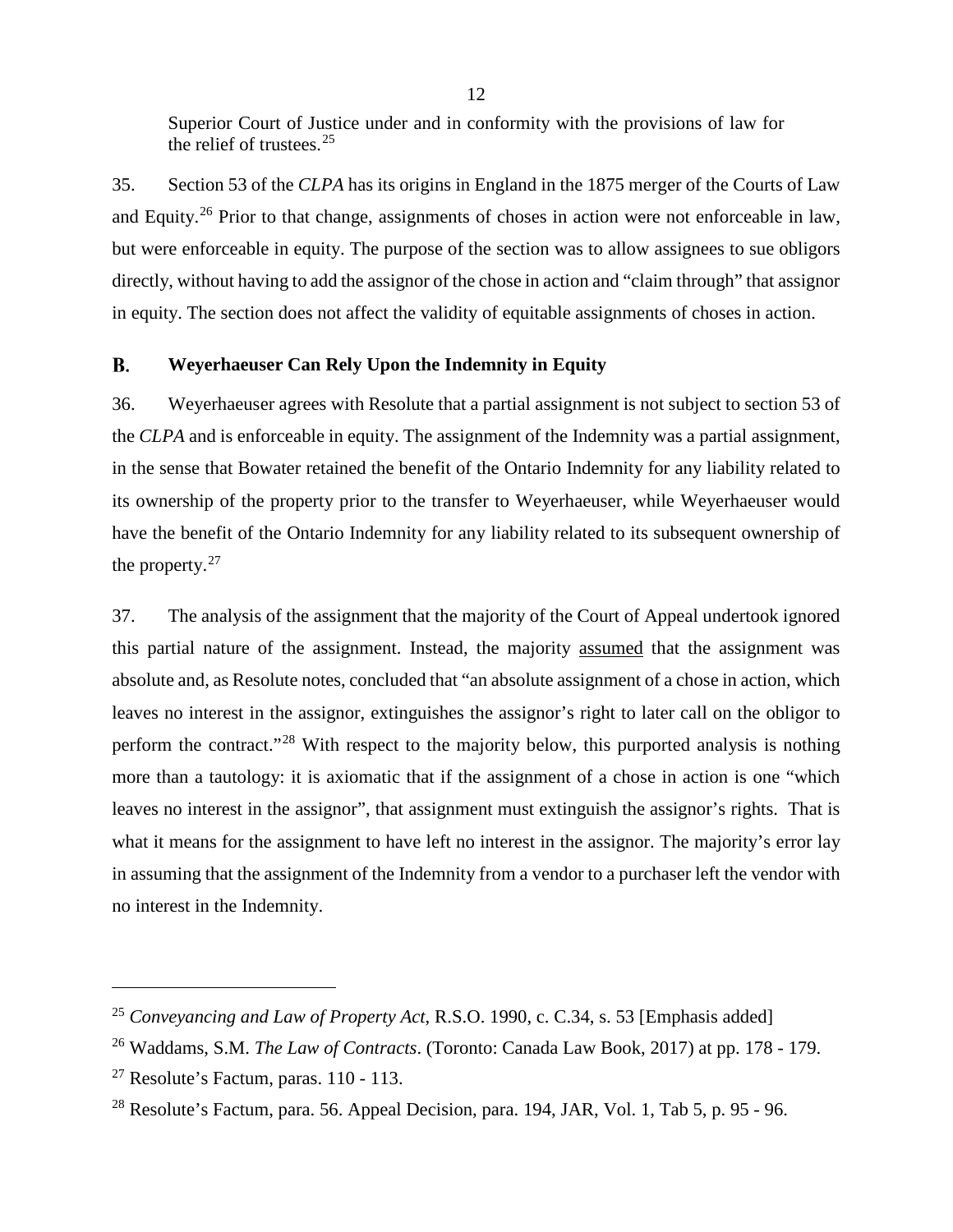Superior Court of Justice under and in conformity with the provisions of law for the relief of trustees.[25]

35. Section 53 of the *CLPA* has its origins in England in the 1875 merger of the Courts of Law and Equity.[26] Prior to that change, assignments of choses in action were not enforceable in law, but were enforceable in equity. The purpose of the section was to allow assignees to sue obligors directly, without having to add the assignor of the chose in action and "claim through" that assignor in equity. The section does not affect the validity of equitable assignments of choses in action.

## B. Weyerhaeuser Can Rely Upon the Indemnity in Equity

36. Weyerhaeuser agrees with Resolute that a partial assignment is not subject to section 53 of the *CLPA* and is enforceable in equity. The assignment of the Indemnity was a partial assignment, in the sense that Bowater retained the benefit of the Ontario Indemnity for any liability related to its ownership of the property prior to the transfer to Weyerhaeuser, while Weyerhaeuser would have the benefit of the Ontario Indemnity for any liability related to its subsequent ownership of the property.[27]

37. The analysis of the assignment that the majority of the Court of Appeal undertook ignored this partial nature of the assignment. Instead, the majority assumed that the assignment was absolute and, as Resolute notes, concluded that "an absolute assignment of a chose in action, which leaves no interest in the assignor, extinguishes the assignor's right to later call on the obligor to perform the contract."[28] With respect to the majority below, this purported analysis is nothing more than a tautology: it is axiomatic that if the assignment of a chose in action is one "which leaves no interest in the assignor", that assignment must extinguish the assignor's rights. That is what it means for the assignment to have left no interest in the assignor. The majority's error lay in assuming that the assignment of the Indemnity from a vendor to a purchaser left the vendor with no interest in the Indemnity.

---

[25] *Conveyancing and Law of Property Act*, R.S.O. 1990, c. C.34, s. 53 [Emphasis added]

[26] Waddams, S.M. *The Law of Contracts*. (Toronto: Canada Law Book, 2017) at pp. 178 - 179.

[27] Resolute's Factum, paras. 110 - 113.

[28] Resolute's Factum, para. 56. Appeal Decision, para. 194, JAR, Vol. 1, Tab 5, p. 95 - 96.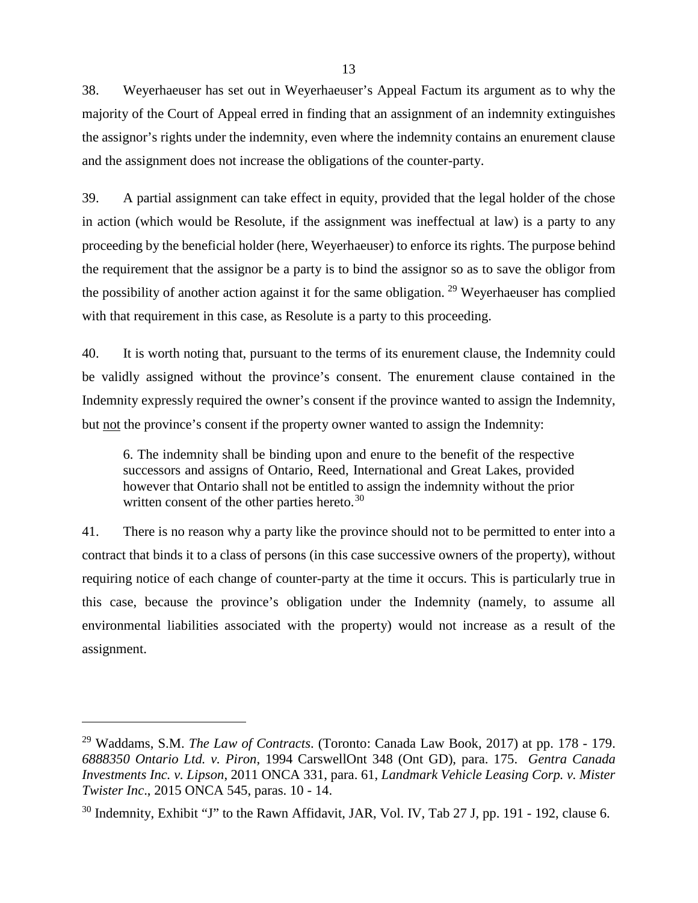38. Weyerhaeuser has set out in Weyerhaeuser's Appeal Factum its argument as to why the majority of the Court of Appeal erred in finding that an assignment of an indemnity extinguishes the assignor's rights under the indemnity, even where the indemnity contains an enurement clause and the assignment does not increase the obligations of the counter-party.

39. A partial assignment can take effect in equity, provided that the legal holder of the chose in action (which would be Resolute, if the assignment was ineffectual at law) is a party to any proceeding by the beneficial holder (here, Weyerhaeuser) to enforce its rights. The purpose behind the requirement that the assignor be a party is to bind the assignor so as to save the obligor from the possibility of another action against it for the same obligation.[29] Weyerhaeuser has complied with that requirement in this case, as Resolute is a party to this proceeding.

40. It is worth noting that, pursuant to the terms of its enurement clause, the Indemnity could be validly assigned without the province's consent. The enurement clause contained in the Indemnity expressly required the owner's consent if the province wanted to assign the Indemnity, but <u>not</u> the province's consent if the property owner wanted to assign the Indemnity:

> 6. The indemnity shall be binding upon and enure to the benefit of the respective successors and assigns of Ontario, Reed, International and Great Lakes, provided however that Ontario shall not be entitled to assign the indemnity without the prior written consent of the other parties hereto.[30]

41. There is no reason why a party like the province should not to be permitted to enter into a contract that binds it to a class of persons (in this case successive owners of the property), without requiring notice of each change of counter-party at the time it occurs. This is particularly true in this case, because the province's obligation under the Indemnity (namely, to assume all environmental liabilities associated with the property) would not increase as a result of the assignment.

---

[29] Waddams, S.M. *The Law of Contracts*. (Toronto: Canada Law Book, 2017) at pp. 178 - 179. *6888350 Ontario Ltd. v. Piron*, 1994 CarswellOnt 348 (Ont GD), para. 175. *Gentra Canada Investments Inc. v. Lipson*, 2011 ONCA 331, para. 61, *Landmark Vehicle Leasing Corp. v. Mister Twister Inc*., 2015 ONCA 545, paras. 10 - 14.

[30] Indemnity, Exhibit "J" to the Rawn Affidavit, JAR, Vol. IV, Tab 27 J, pp. 191 - 192, clause 6.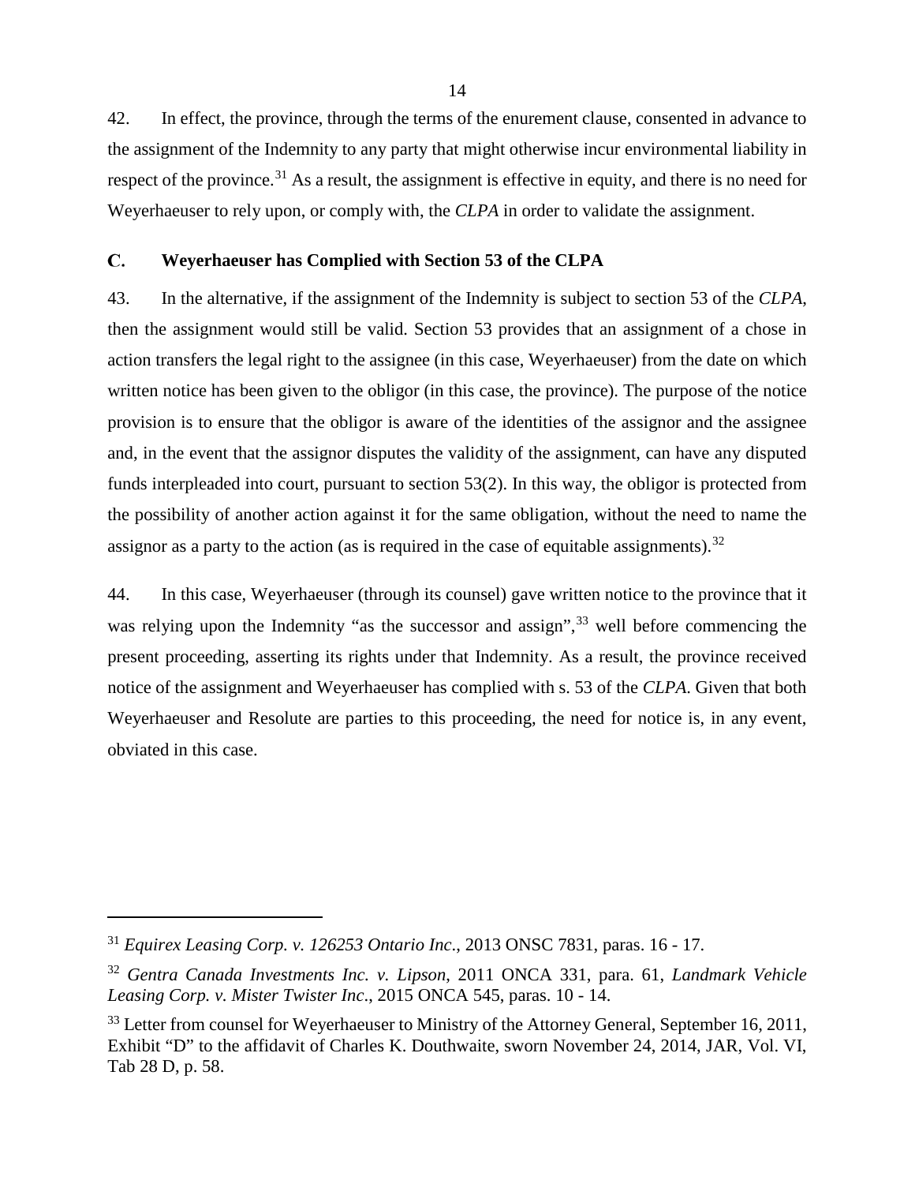42. In effect, the province, through the terms of the enurement clause, consented in advance to the assignment of the Indemnity to any party that might otherwise incur environmental liability in respect of the province.[31] As a result, the assignment is effective in equity, and there is no need for Weyerhaeuser to rely upon, or comply with, the *CLPA* in order to validate the assignment.

### C. Weyerhaeuser has Complied with Section 53 of the CLPA

43. In the alternative, if the assignment of the Indemnity is subject to section 53 of the *CLPA*, then the assignment would still be valid. Section 53 provides that an assignment of a chose in action transfers the legal right to the assignee (in this case, Weyerhaeuser) from the date on which written notice has been given to the obligor (in this case, the province). The purpose of the notice provision is to ensure that the obligor is aware of the identities of the assignor and the assignee and, in the event that the assignor disputes the validity of the assignment, can have any disputed funds interpleaded into court, pursuant to section 53(2). In this way, the obligor is protected from the possibility of another action against it for the same obligation, without the need to name the assignor as a party to the action (as is required in the case of equitable assignments).[32]

44. In this case, Weyerhaeuser (through its counsel) gave written notice to the province that it was relying upon the Indemnity "as the successor and assign",[33] well before commencing the present proceeding, asserting its rights under that Indemnity. As a result, the province received notice of the assignment and Weyerhaeuser has complied with s. 53 of the *CLPA*. Given that both Weyerhaeuser and Resolute are parties to this proceeding, the need for notice is, in any event, obviated in this case.

---

[31] *Equirex Leasing Corp. v. 126253 Ontario Inc.*, 2013 ONSC 7831, paras. 16 - 17.

[32] *Gentra Canada Investments Inc. v. Lipson*, 2011 ONCA 331, para. 61, *Landmark Vehicle Leasing Corp. v. Mister Twister Inc*., 2015 ONCA 545, paras. 10 - 14.

[33] Letter from counsel for Weyerhaeuser to Ministry of the Attorney General, September 16, 2011, Exhibit "D" to the affidavit of Charles K. Douthwaite, sworn November 24, 2014, JAR, Vol. VI, Tab 28 D, p. 58.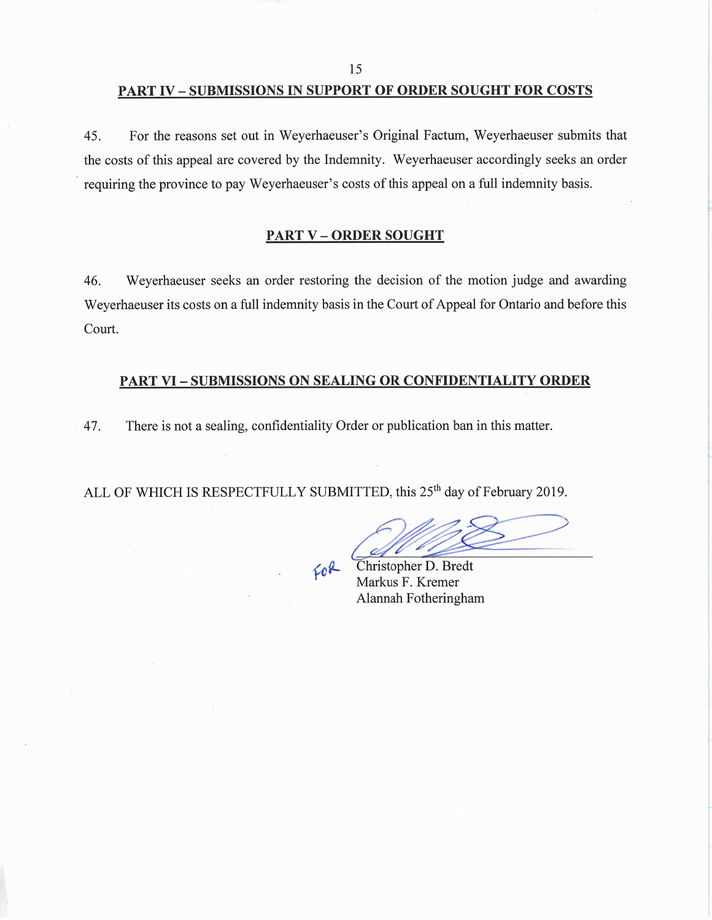## PART IV – SUBMISSIONS IN SUPPORT OF ORDER SOUGHT FOR COSTS

45. For the reasons set out in Weyerhaeuser's Original Factum, Weyerhaeuser submits that the costs of this appeal are covered by the Indemnity. Weyerhaeuser accordingly seeks an order requiring the province to pay Weyerhaeuser's costs of this appeal on a full indemnity basis.

## PART V – ORDER SOUGHT

46. Weyerhaeuser seeks an order restoring the decision of the motion judge and awarding Weyerhaeuser its costs on a full indemnity basis in the Court of Appeal for Ontario and before this Court.

## PART VI – SUBMISSIONS ON SEALING OR CONFIDENTIALITY ORDER

47. There is not a sealing, confidentiality Order or publication ban in this matter.

ALL OF WHICH IS RESPECTFULLY SUBMITTED, this 25th day of February 2019.

FOR Christopher D. Bredt
Markus F. Kremer
Alannah Fotheringham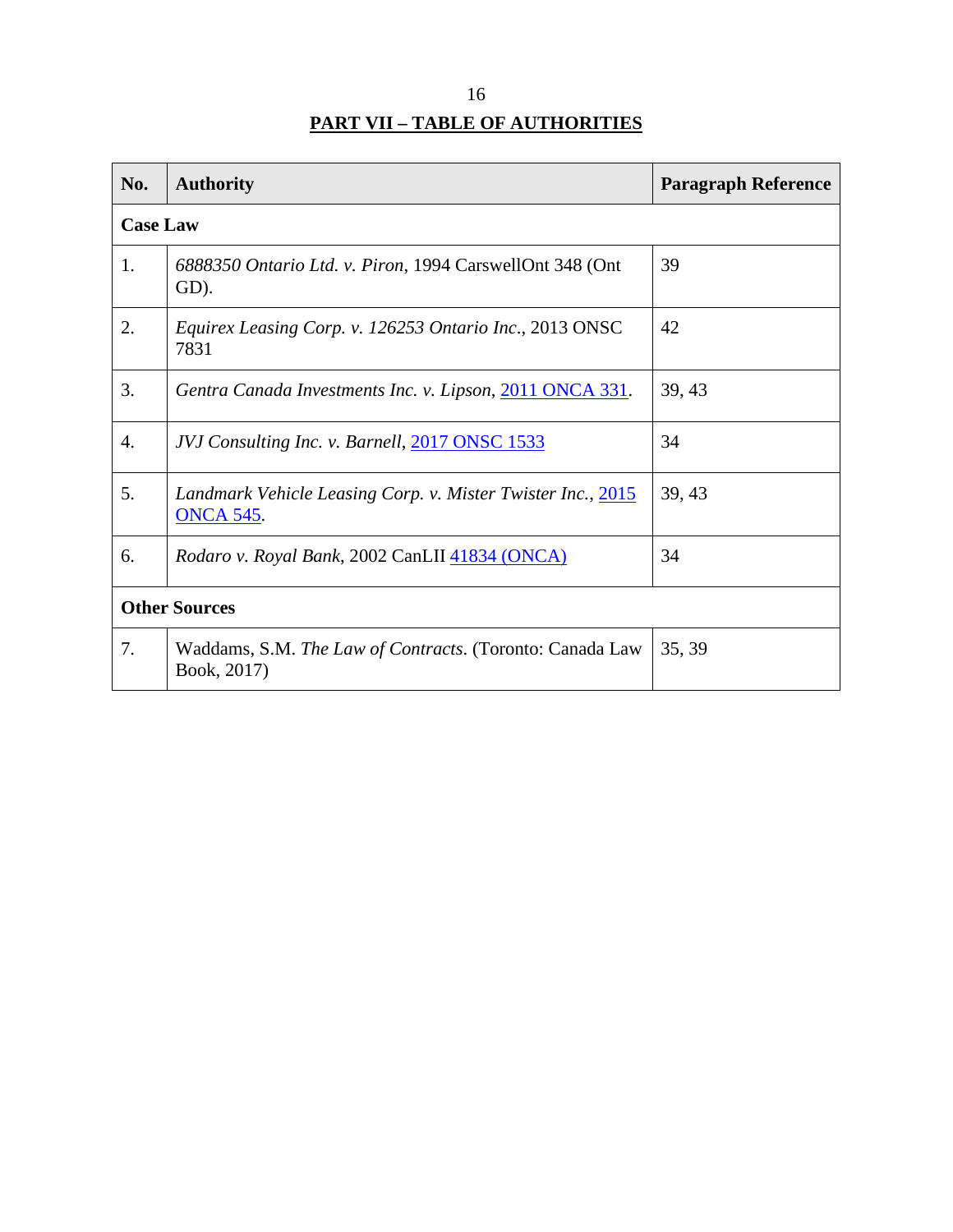## PART VII – TABLE OF AUTHORITIES

| No. | Authority | Paragraph Reference |
|---|---|---|
| **Case Law** | | |
| 1. | *6888350 Ontario Ltd. v. Piron*, 1994 CarswellOnt 348 (Ont GD). | 39 |
| 2. | *Equirex Leasing Corp. v. 126253 Ontario Inc.*, 2013 ONSC 7831 | 42 |
| 3. | *Gentra Canada Investments Inc. v. Lipson*, 2011 ONCA 331. | 39, 43 |
| 4. | *JVJ Consulting Inc. v. Barnell*, 2017 ONSC 1533 | 34 |
| 5. | *Landmark Vehicle Leasing Corp. v. Mister Twister Inc.*, 2015 ONCA 545. | 39, 43 |
| 6. | *Rodaro v. Royal Bank*, 2002 CanLII 41834 (ONCA) | 34 |
| **Other Sources** | | |
| 7. | Waddams, S.M. *The Law of Contracts*. (Toronto: Canada Law Book, 2017) | 35, 39 |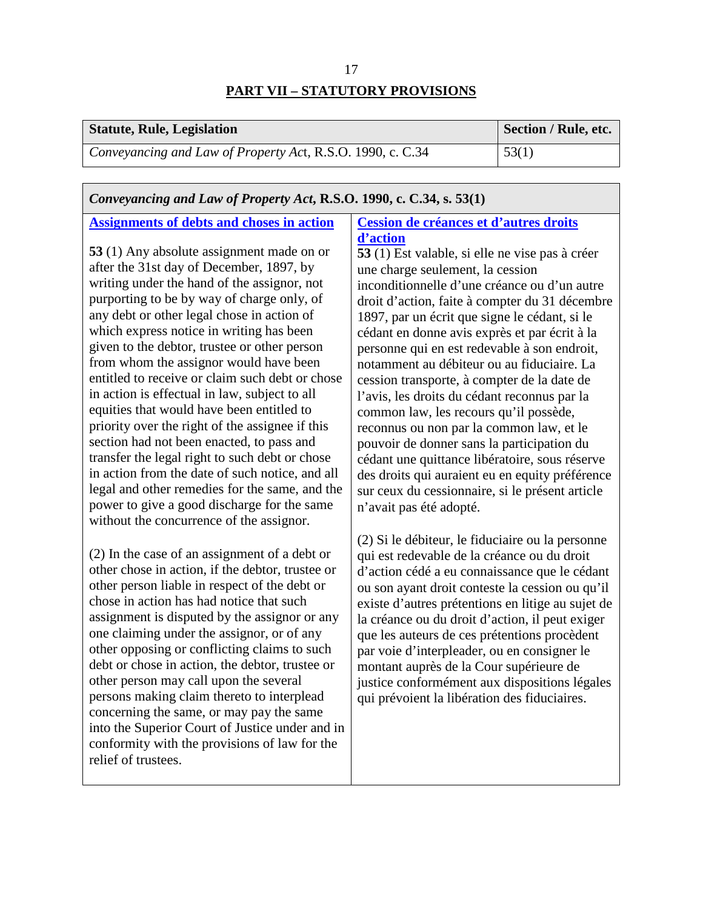## PART VII – STATUTORY PROVISIONS

| Statute, Rule, Legislation | Section / Rule, etc. |
|---|---|
| *Conveyancing and Law of Property Act*, R.S.O. 1990, c. C.34 | 53(1) |

***Conveyancing and Law of Property Act*, R.S.O. 1990, c. C.34, s. 53(1)**

| | |
|---|---|
| **Assignments of debts and choses in action**<br><br>**53** (1) Any absolute assignment made on or after the 31st day of December, 1897, by writing under the hand of the assignor, not purporting to be by way of charge only, of any debt or other legal chose in action of which express notice in writing has been given to the debtor, trustee or other person from whom the assignor would have been entitled to receive or claim such debt or chose in action is effectual in law, subject to all equities that would have been entitled to priority over the right of the assignee if this section had not been enacted, to pass and transfer the legal right to such debt or chose in action from the date of such notice, and all legal and other remedies for the same, and the power to give a good discharge for the same without the concurrence of the assignor.<br><br>(2) In the case of an assignment of a debt or other chose in action, if the debtor, trustee or other person liable in respect of the debt or chose in action has had notice that such assignment is disputed by the assignor or any one claiming under the assignor, or of any other opposing or conflicting claims to such debt or chose in action, the debtor, trustee or other person may call upon the several persons making claim thereto to interplead concerning the same, or may pay the same into the Superior Court of Justice under and in conformity with the provisions of law for the relief of trustees. | **Cession de créances et d'autres droits d'action**<br>**53** (1) Est valable, si elle ne vise pas à créer une charge seulement, la cession inconditionnelle d'une créance ou d'un autre droit d'action, faite à compter du 31 décembre 1897, par un écrit que signe le cédant, si le cédant en donne avis exprès et par écrit à la personne qui en est redevable à son endroit, notamment au débiteur ou au fiduciaire. La cession transporte, à compter de la date de l'avis, les droits du cédant reconnus par la common law, les recours qu'il possède, reconnus ou non par la common law, et le pouvoir de donner sans la participation du cédant une quittance libératoire, sous réserve des droits qui auraient eu en equity préférence sur ceux du cessionnaire, si le présent article n'avait pas été adopté.<br><br>(2) Si le débiteur, le fiduciaire ou la personne qui est redevable de la créance ou du droit d'action cédé a eu connaissance que le cédant ou son ayant droit conteste la cession ou qu'il existe d'autres prétentions en litige au sujet de la créance ou du droit d'action, il peut exiger que les auteurs de ces prétentions procèdent par voie d'interpleader, ou en consigner le montant auprès de la Cour supérieure de justice conformément aux dispositions légales qui prévoient la libération des fiduciaires. |